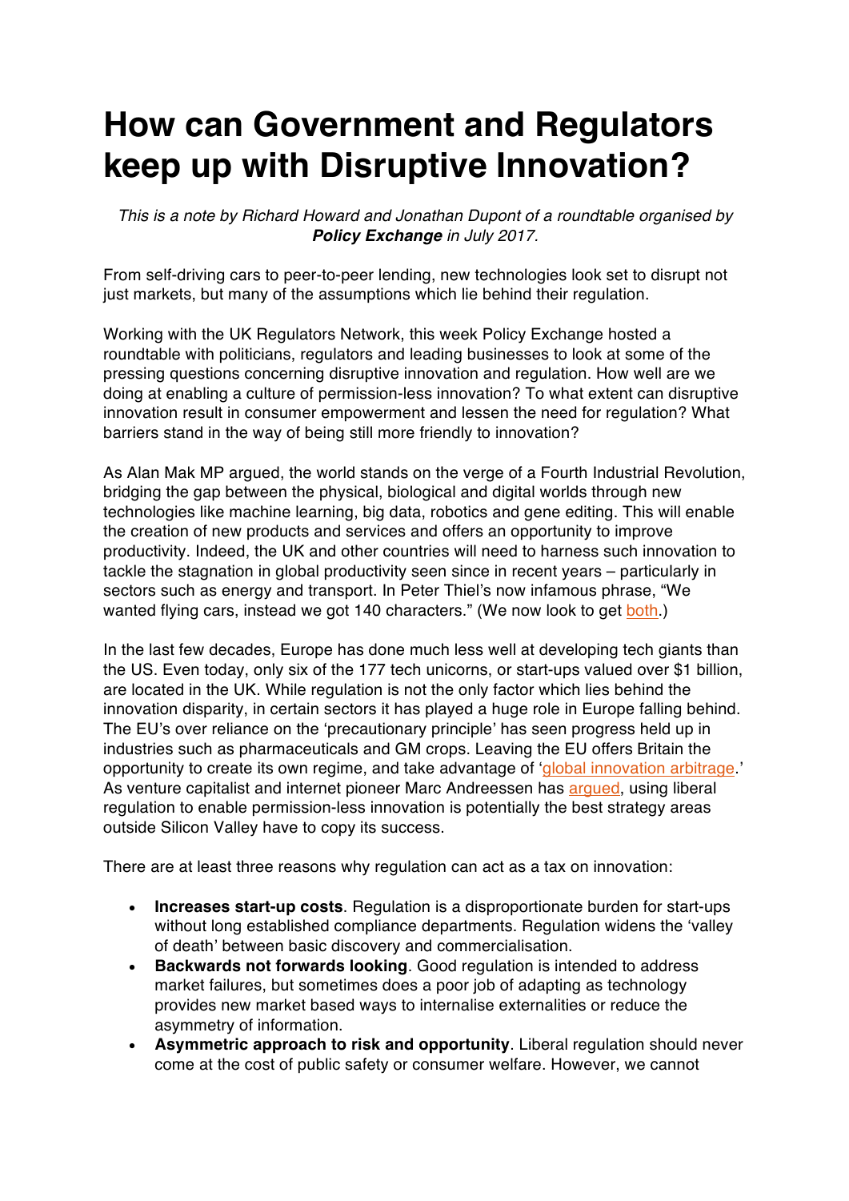# How can Government and Regulators keep up with Disruptive Innovation?

*This is a note by Richard Howard and Jonathan Dupont of a roundtable organised by **Policy Exchange** in July 2017.*

From self-driving cars to peer-to-peer lending, new technologies look set to disrupt not just markets, but many of the assumptions which lie behind their regulation.

Working with the UK Regulators Network, this week Policy Exchange hosted a roundtable with politicians, regulators and leading businesses to look at some of the pressing questions concerning disruptive innovation and regulation. How well are we doing at enabling a culture of permission-less innovation? To what extent can disruptive innovation result in consumer empowerment and lessen the need for regulation? What barriers stand in the way of being still more friendly to innovation?

As Alan Mak MP argued, the world stands on the verge of a Fourth Industrial Revolution, bridging the gap between the physical, biological and digital worlds through new technologies like machine learning, big data, robotics and gene editing. This will enable the creation of new products and services and offers an opportunity to improve productivity. Indeed, the UK and other countries will need to harness such innovation to tackle the stagnation in global productivity seen since in recent years – particularly in sectors such as energy and transport. In Peter Thiel's now infamous phrase, "We wanted flying cars, instead we got 140 characters." (We now look to get both.)

In the last few decades, Europe has done much less well at developing tech giants than the US. Even today, only six of the 177 tech unicorns, or start-ups valued over $1 billion, are located in the UK. While regulation is not the only factor which lies behind the innovation disparity, in certain sectors it has played a huge role in Europe falling behind. The EU's over reliance on the 'precautionary principle' has seen progress held up in industries such as pharmaceuticals and GM crops. Leaving the EU offers Britain the opportunity to create its own regime, and take advantage of 'global innovation arbitrage.' As venture capitalist and internet pioneer Marc Andreessen has argued, using liberal regulation to enable permission-less innovation is potentially the best strategy areas outside Silicon Valley have to copy its success.

There are at least three reasons why regulation can act as a tax on innovation:

- **Increases start-up costs**. Regulation is a disproportionate burden for start-ups without long established compliance departments. Regulation widens the 'valley of death' between basic discovery and commercialisation.
- **Backwards not forwards looking**. Good regulation is intended to address market failures, but sometimes does a poor job of adapting as technology provides new market based ways to internalise externalities or reduce the asymmetry of information.
- **Asymmetric approach to risk and opportunity**. Liberal regulation should never come at the cost of public safety or consumer welfare. However, we cannot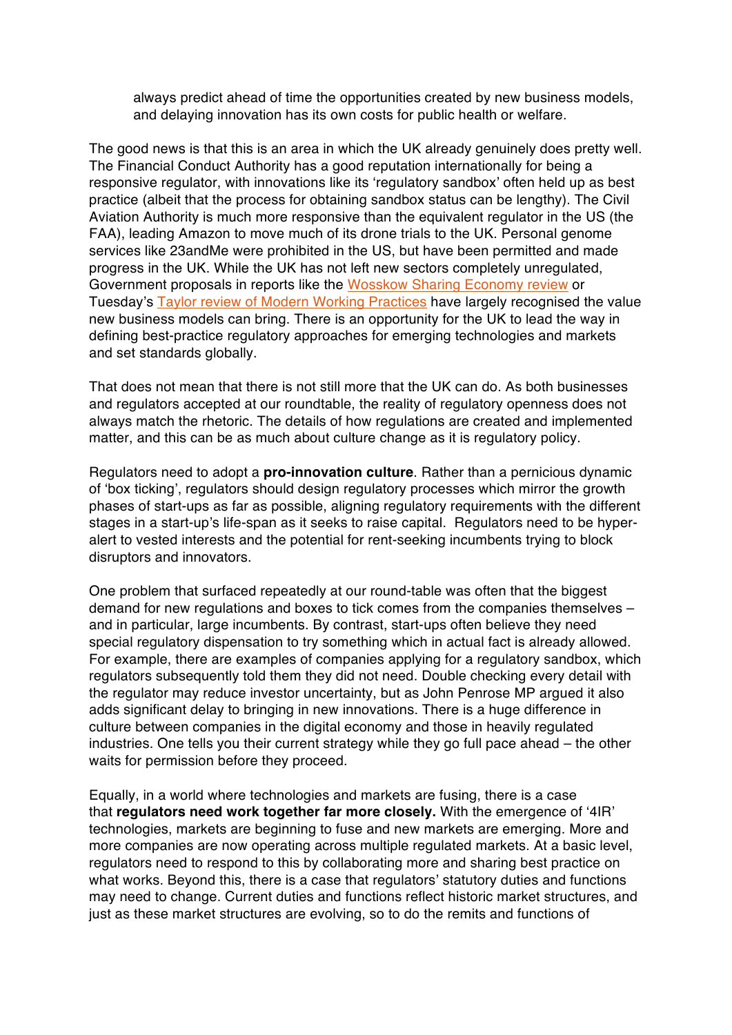always predict ahead of time the opportunities created by new business models, and delaying innovation has its own costs for public health or welfare.

The good news is that this is an area in which the UK already genuinely does pretty well. The Financial Conduct Authority has a good reputation internationally for being a responsive regulator, with innovations like its 'regulatory sandbox' often held up as best practice (albeit that the process for obtaining sandbox status can be lengthy). The Civil Aviation Authority is much more responsive than the equivalent regulator in the US (the FAA), leading Amazon to move much of its drone trials to the UK. Personal genome services like 23andMe were prohibited in the US, but have been permitted and made progress in the UK. While the UK has not left new sectors completely unregulated, Government proposals in reports like the Wosskow Sharing Economy review or Tuesday's Taylor review of Modern Working Practices have largely recognised the value new business models can bring. There is an opportunity for the UK to lead the way in defining best-practice regulatory approaches for emerging technologies and markets and set standards globally.

That does not mean that there is not still more that the UK can do. As both businesses and regulators accepted at our roundtable, the reality of regulatory openness does not always match the rhetoric. The details of how regulations are created and implemented matter, and this can be as much about culture change as it is regulatory policy.

Regulators need to adopt a **pro-innovation culture**. Rather than a pernicious dynamic of 'box ticking', regulators should design regulatory processes which mirror the growth phases of start-ups as far as possible, aligning regulatory requirements with the different stages in a start-up's life-span as it seeks to raise capital. Regulators need to be hyper-alert to vested interests and the potential for rent-seeking incumbents trying to block disruptors and innovators.

One problem that surfaced repeatedly at our round-table was often that the biggest demand for new regulations and boxes to tick comes from the companies themselves – and in particular, large incumbents. By contrast, start-ups often believe they need special regulatory dispensation to try something which in actual fact is already allowed. For example, there are examples of companies applying for a regulatory sandbox, which regulators subsequently told them they did not need. Double checking every detail with the regulator may reduce investor uncertainty, but as John Penrose MP argued it also adds significant delay to bringing in new innovations. There is a huge difference in culture between companies in the digital economy and those in heavily regulated industries. One tells you their current strategy while they go full pace ahead – the other waits for permission before they proceed.

Equally, in a world where technologies and markets are fusing, there is a case that **regulators need work together far more closely.** With the emergence of '4IR' technologies, markets are beginning to fuse and new markets are emerging. More and more companies are now operating across multiple regulated markets. At a basic level, regulators need to respond to this by collaborating more and sharing best practice on what works. Beyond this, there is a case that regulators' statutory duties and functions may need to change. Current duties and functions reflect historic market structures, and just as these market structures are evolving, so to do the remits and functions of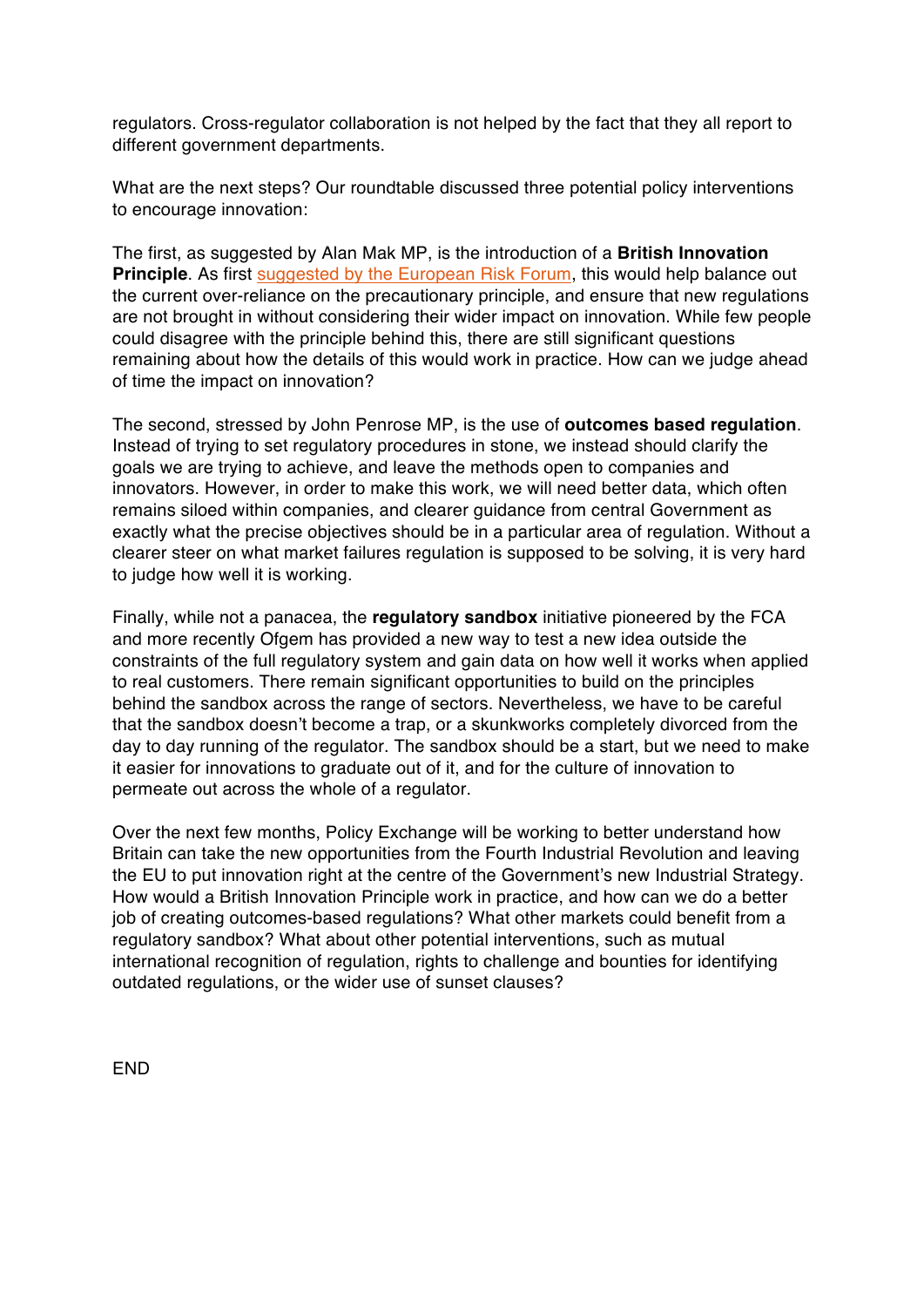regulators. Cross-regulator collaboration is not helped by the fact that they all report to different government departments.

What are the next steps? Our roundtable discussed three potential policy interventions to encourage innovation:

The first, as suggested by Alan Mak MP, is the introduction of a **British Innovation Principle**. As first suggested by the European Risk Forum, this would help balance out the current over-reliance on the precautionary principle, and ensure that new regulations are not brought in without considering their wider impact on innovation. While few people could disagree with the principle behind this, there are still significant questions remaining about how the details of this would work in practice. How can we judge ahead of time the impact on innovation?

The second, stressed by John Penrose MP, is the use of **outcomes based regulation**. Instead of trying to set regulatory procedures in stone, we instead should clarify the goals we are trying to achieve, and leave the methods open to companies and innovators. However, in order to make this work, we will need better data, which often remains siloed within companies, and clearer guidance from central Government as exactly what the precise objectives should be in a particular area of regulation. Without a clearer steer on what market failures regulation is supposed to be solving, it is very hard to judge how well it is working.

Finally, while not a panacea, the **regulatory sandbox** initiative pioneered by the FCA and more recently Ofgem has provided a new way to test a new idea outside the constraints of the full regulatory system and gain data on how well it works when applied to real customers. There remain significant opportunities to build on the principles behind the sandbox across the range of sectors. Nevertheless, we have to be careful that the sandbox doesn't become a trap, or a skunkworks completely divorced from the day to day running of the regulator. The sandbox should be a start, but we need to make it easier for innovations to graduate out of it, and for the culture of innovation to permeate out across the whole of a regulator.

Over the next few months, Policy Exchange will be working to better understand how Britain can take the new opportunities from the Fourth Industrial Revolution and leaving the EU to put innovation right at the centre of the Government's new Industrial Strategy. How would a British Innovation Principle work in practice, and how can we do a better job of creating outcomes-based regulations? What other markets could benefit from a regulatory sandbox? What about other potential interventions, such as mutual international recognition of regulation, rights to challenge and bounties for identifying outdated regulations, or the wider use of sunset clauses?

END